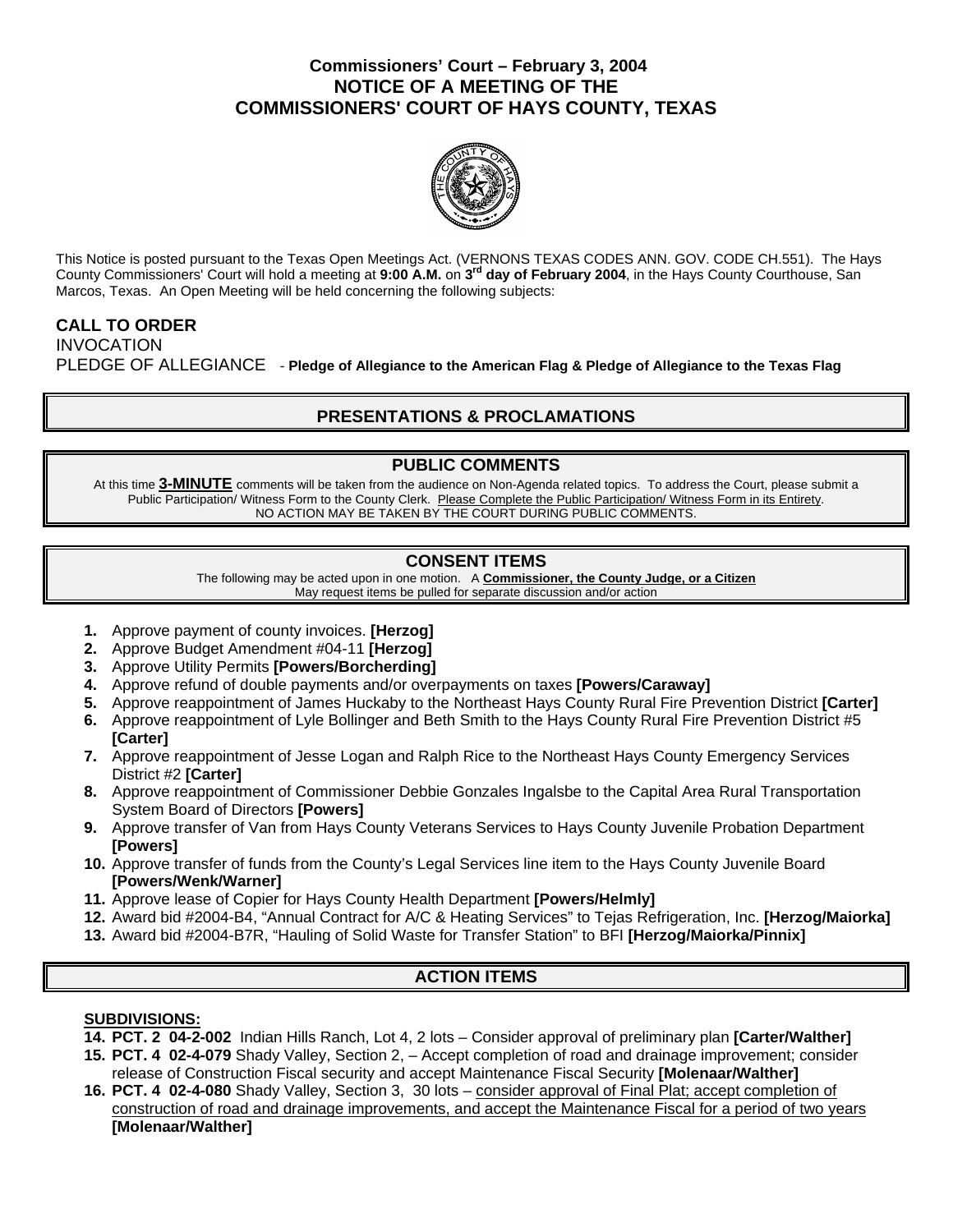# Commissioners' Court – February 3, 2004
# NOTICE OF A MEETING OF THE COMMISSIONERS' COURT OF HAYS COUNTY, TEXAS

This Notice is posted pursuant to the Texas Open Meetings Act. (VERNONS TEXAS CODES ANN. GOV. CODE CH.551). The Hays County Commissioners' Court will hold a meeting at **9:00 A.M.** on **3rd day of February 2004**, in the Hays County Courthouse, San Marcos, Texas. An Open Meeting will be held concerning the following subjects:

**CALL TO ORDER**
INVOCATION
PLEDGE OF ALLEGIANCE - **Pledge of Allegiance to the American Flag & Pledge of Allegiance to the Texas Flag**

## PRESENTATIONS & PROCLAMATIONS

## PUBLIC COMMENTS

At this time **3-MINUTE** comments will be taken from the audience on Non-Agenda related topics. To address the Court, please submit a Public Participation/ Witness Form to the County Clerk. Please Complete the Public Participation/ Witness Form in its Entirety.
NO ACTION MAY BE TAKEN BY THE COURT DURING PUBLIC COMMENTS.

## CONSENT ITEMS

The following may be acted upon in one motion. A **Commissioner, the County Judge, or a Citizen** May request items be pulled for separate discussion and/or action

1. Approve payment of county invoices. **[Herzog]**
2. Approve Budget Amendment #04-11 **[Herzog]**
3. Approve Utility Permits **[Powers/Borcherding]**
4. Approve refund of double payments and/or overpayments on taxes **[Powers/Caraway]**
5. Approve reappointment of James Huckaby to the Northeast Hays County Rural Fire Prevention District **[Carter]**
6. Approve reappointment of Lyle Bollinger and Beth Smith to the Hays County Rural Fire Prevention District #5 **[Carter]**
7. Approve reappointment of Jesse Logan and Ralph Rice to the Northeast Hays County Emergency Services District #2 **[Carter]**
8. Approve reappointment of Commissioner Debbie Gonzales Ingalsbe to the Capital Area Rural Transportation System Board of Directors **[Powers]**
9. Approve transfer of Van from Hays County Veterans Services to Hays County Juvenile Probation Department **[Powers]**
10. Approve transfer of funds from the County's Legal Services line item to the Hays County Juvenile Board **[Powers/Wenk/Warner]**
11. Approve lease of Copier for Hays County Health Department **[Powers/Helmly]**
12. Award bid #2004-B4, "Annual Contract for A/C & Heating Services" to Tejas Refrigeration, Inc. **[Herzog/Maiorka]**
13. Award bid #2004-B7R, "Hauling of Solid Waste for Transfer Station" to BFI **[Herzog/Maiorka/Pinnix]**

## ACTION ITEMS

**SUBDIVISIONS:**

14. **PCT. 2 04-2-002** Indian Hills Ranch, Lot 4, 2 lots – Consider approval of preliminary plan **[Carter/Walther]**
15. **PCT. 4 02-4-079** Shady Valley, Section 2, – Accept completion of road and drainage improvement; consider release of Construction Fiscal security and accept Maintenance Fiscal Security **[Molenaar/Walther]**
16. **PCT. 4 02-4-080** Shady Valley, Section 3, 30 lots – consider approval of Final Plat; accept completion of construction of road and drainage improvements, and accept the Maintenance Fiscal for a period of two years **[Molenaar/Walther]**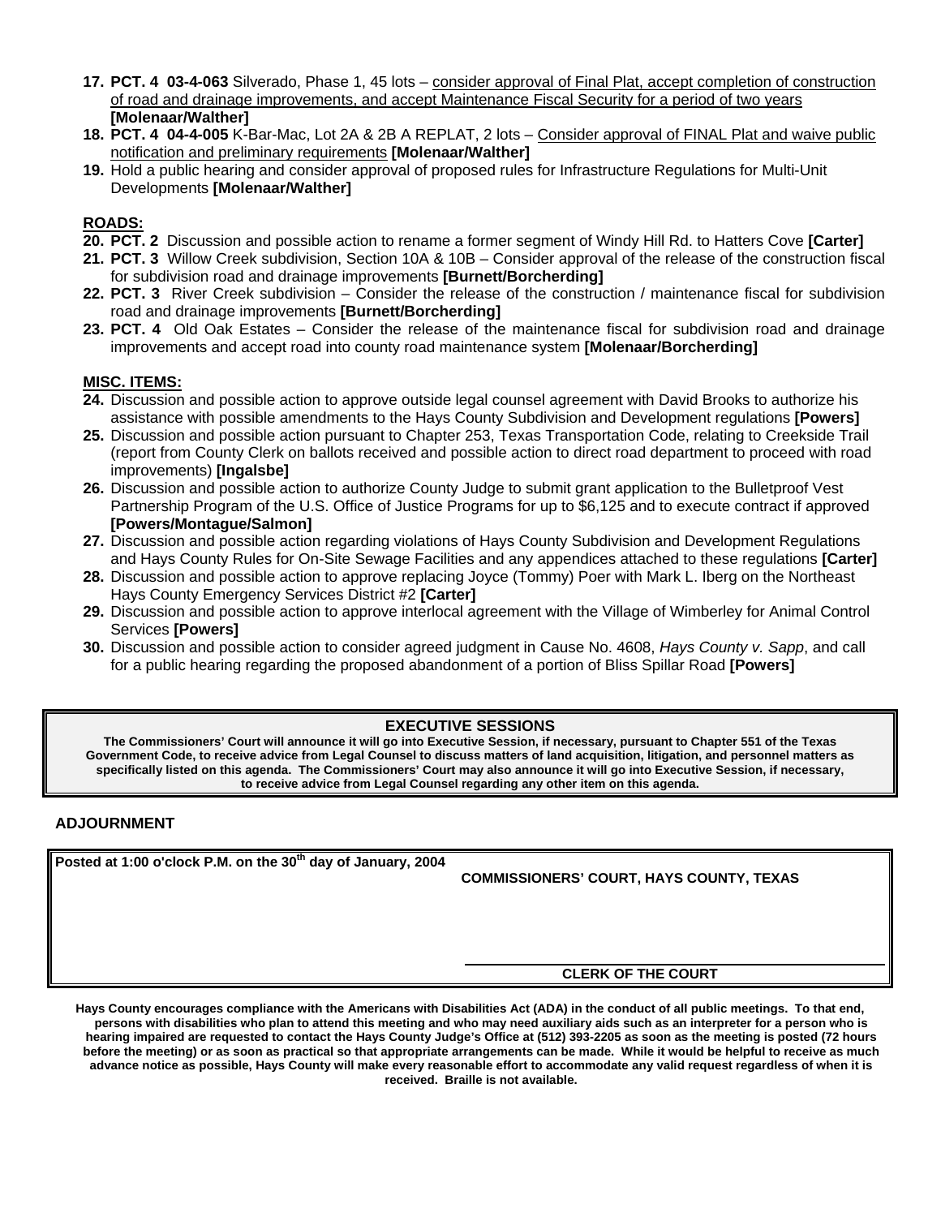17. **PCT. 4 03-4-063** Silverado, Phase 1, 45 lots – consider approval of Final Plat, accept completion of construction of road and drainage improvements, and accept Maintenance Fiscal Security for a period of two years **[Molenaar/Walther]**
18. **PCT. 4 04-4-005** K-Bar-Mac, Lot 2A & 2B A REPLAT, 2 lots – Consider approval of FINAL Plat and waive public notification and preliminary requirements **[Molenaar/Walther]**
19. Hold a public hearing and consider approval of proposed rules for Infrastructure Regulations for Multi-Unit Developments **[Molenaar/Walther]**

**ROADS:**

20. **PCT. 2** Discussion and possible action to rename a former segment of Windy Hill Rd. to Hatters Cove **[Carter]**
21. **PCT. 3** Willow Creek subdivision, Section 10A & 10B – Consider approval of the release of the construction fiscal for subdivision road and drainage improvements **[Burnett/Borcherding]**
22. **PCT. 3** River Creek subdivision – Consider the release of the construction / maintenance fiscal for subdivision road and drainage improvements **[Burnett/Borcherding]**
23. **PCT. 4** Old Oak Estates – Consider the release of the maintenance fiscal for subdivision road and drainage improvements and accept road into county road maintenance system **[Molenaar/Borcherding]**

**MISC. ITEMS:**

24. Discussion and possible action to approve outside legal counsel agreement with David Brooks to authorize his assistance with possible amendments to the Hays County Subdivision and Development regulations **[Powers]**
25. Discussion and possible action pursuant to Chapter 253, Texas Transportation Code, relating to Creekside Trail (report from County Clerk on ballots received and possible action to direct road department to proceed with road improvements) **[Ingalsbe]**
26. Discussion and possible action to authorize County Judge to submit grant application to the Bulletproof Vest Partnership Program of the U.S. Office of Justice Programs for up to $6,125 and to execute contract if approved **[Powers/Montague/Salmon]**
27. Discussion and possible action regarding violations of Hays County Subdivision and Development Regulations and Hays County Rules for On-Site Sewage Facilities and any appendices attached to these regulations **[Carter]**
28. Discussion and possible action to approve replacing Joyce (Tommy) Poer with Mark L. Iberg on the Northeast Hays County Emergency Services District #2 **[Carter]**
29. Discussion and possible action to approve interlocal agreement with the Village of Wimberley for Animal Control Services **[Powers]**
30. Discussion and possible action to consider agreed judgment in Cause No. 4608, *Hays County v. Sapp*, and call for a public hearing regarding the proposed abandonment of a portion of Bliss Spillar Road **[Powers]**

**EXECUTIVE SESSIONS**

**The Commissioners' Court will announce it will go into Executive Session, if necessary, pursuant to Chapter 551 of the Texas Government Code, to receive advice from Legal Counsel to discuss matters of land acquisition, litigation, and personnel matters as specifically listed on this agenda. The Commissioners' Court may also announce it will go into Executive Session, if necessary, to receive advice from Legal Counsel regarding any other item on this agenda.**

**ADJOURNMENT**

**Posted at 1:00 o'clock P.M. on the 30th day of January, 2004**

**COMMISSIONERS' COURT, HAYS COUNTY, TEXAS**

**CLERK OF THE COURT**

**Hays County encourages compliance with the Americans with Disabilities Act (ADA) in the conduct of all public meetings. To that end, persons with disabilities who plan to attend this meeting and who may need auxiliary aids such as an interpreter for a person who is hearing impaired are requested to contact the Hays County Judge's Office at (512) 393-2205 as soon as the meeting is posted (72 hours before the meeting) or as soon as practical so that appropriate arrangements can be made. While it would be helpful to receive as much advance notice as possible, Hays County will make every reasonable effort to accommodate any valid request regardless of when it is received. Braille is not available.**